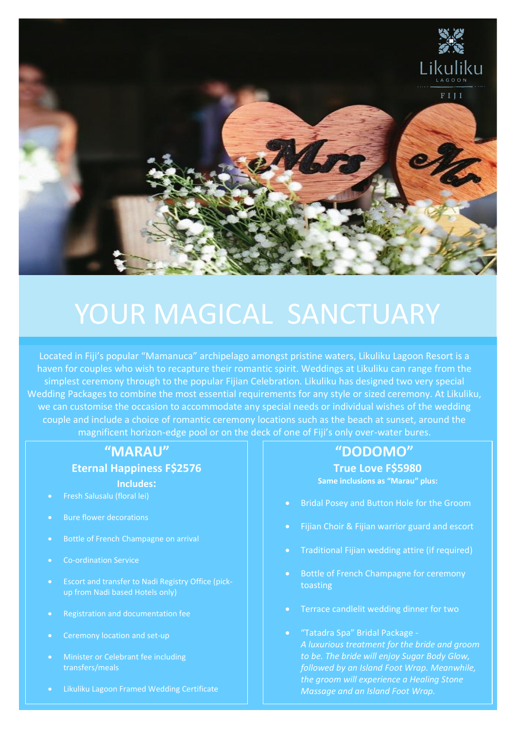Likuliku LAGOON FIJI

# YOUR MAGICAL SANCTUARY

Located in Fiji's popular "Mamanuca" archipelago amongst pristine waters, Likuliku Lagoon Resort is a haven for couples who wish to recapture their romantic spirit. Weddings at Likuliku can range from the simplest ceremony through to the popular Fijian Celebration. Likuliku has designed two very special Wedding Packages to combine the most essential requirements for any style or sized ceremony. At Likuliku, we can customise the occasion to accommodate any special needs or individual wishes of the wedding couple and include a choice of romantic ceremony locations such as the beach at sunset, around the magnificent horizon-edge pool or on the deck of one of Fiji's only over-water bures.

## "MARAU"

### Eternal Happiness F$2576

**Includes:**

- Fresh Salusalu (floral lei)
- Bure flower decorations
- Bottle of French Champagne on arrival
- Co-ordination Service
- Escort and transfer to Nadi Registry Office (pick-up from Nadi based Hotels only)
- Registration and documentation fee
- Ceremony location and set-up
- Minister or Celebrant fee including transfers/meals
- Likuliku Lagoon Framed Wedding Certificate

## "DODOMO"

### True Love F$5980

**Same inclusions as "Marau" plus:**

- Bridal Posey and Button Hole for the Groom
- Fijian Choir & Fijian warrior guard and escort
- Traditional Fijian wedding attire (if required)
- Bottle of French Champagne for ceremony toasting
- Terrace candlelit wedding dinner for two
- "Tatadra Spa" Bridal Package -
  *A luxurious treatment for the bride and groom to be. The bride will enjoy Sugar Body Glow, followed by an Island Foot Wrap. Meanwhile, the groom will experience a Healing Stone Massage and an Island Foot Wrap.*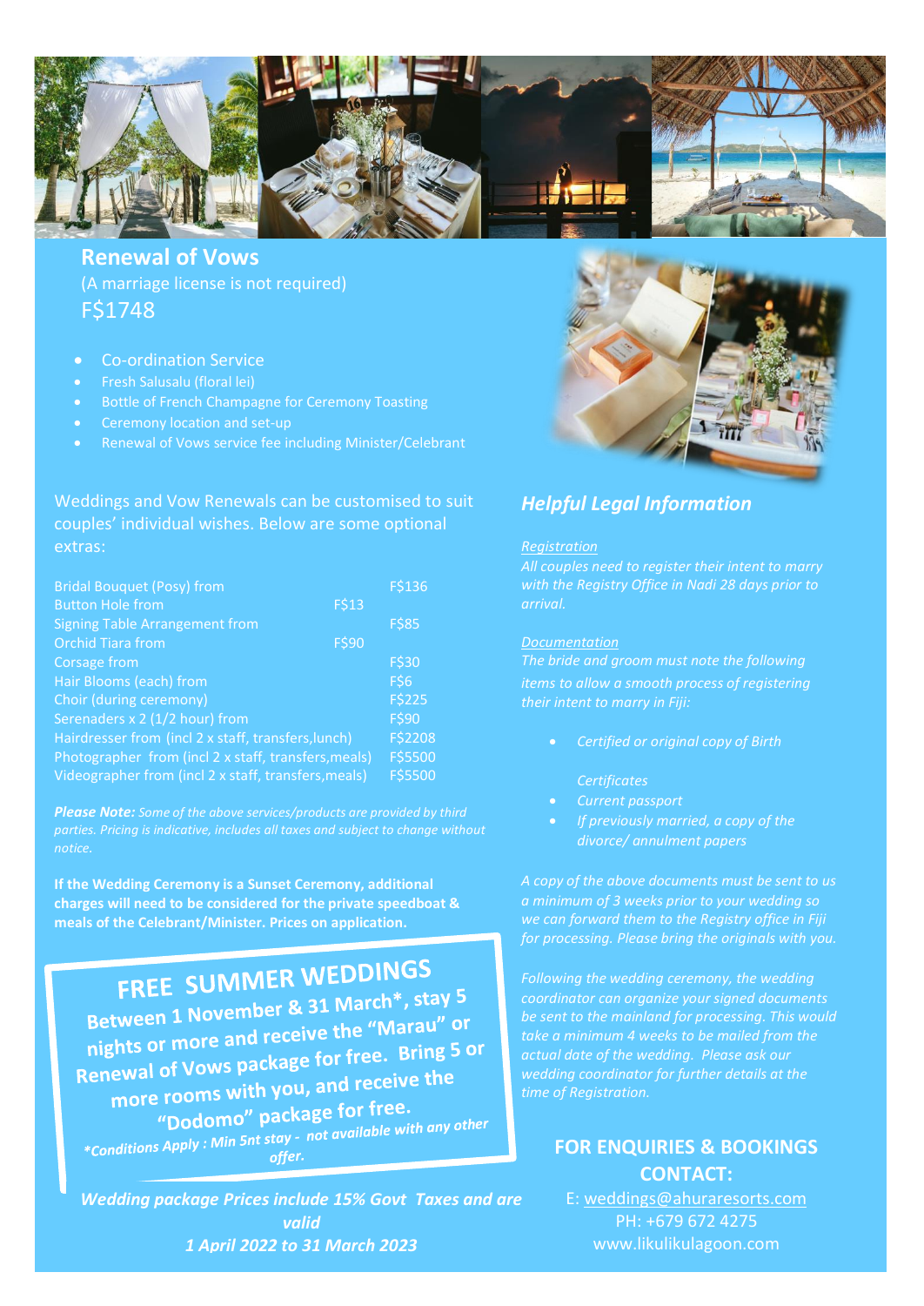## Renewal of Vows

(A marriage license is not required)

F$1748

- Co-ordination Service
- Fresh Salusalu (floral lei)
- Bottle of French Champagne for Ceremony Toasting
- Ceremony location and set-up
- Renewal of Vows service fee including Minister/Celebrant

Weddings and Vow Renewals can be customised to suit couples' individual wishes. Below are some optional extras:

| | |
|---|---|
| Bridal Bouquet (Posy) from | F$136 |
| Button Hole from | F$13 |
| Signing Table Arrangement from | F$85 |
| Orchid Tiara from | F$90 |
| Corsage from | F$30 |
| Hair Blooms (each) from | F$6 |
| Choir (during ceremony) | F$225 |
| Serenaders x 2 (1/2 hour) from | F$90 |
| Hairdresser from (incl 2 x staff, transfers,lunch) | F$2208 |
| Photographer from (incl 2 x staff, transfers,meals) | F$5500 |
| Videographer from (incl 2 x staff, transfers,meals) | F$5500 |

***Please Note:*** *Some of the above services/products are provided by third parties. Pricing is indicative, includes all taxes and subject to change without notice.*

**If the Wedding Ceremony is a Sunset Ceremony, additional charges will need to be considered for the private speedboat & meals of the Celebrant/Minister. Prices on application.**

**FREE SUMMER WEDDINGS**

**Between 1 November & 31 March*, stay 5 nights or more and receive the "Marau" or Renewal of Vows package for free. Bring 5 or more rooms with you, and receive the "Dodomo" package for free.**

***Conditions Apply : Min 5nt stay - not available with any other offer.***

***Wedding package Prices include 15% Govt Taxes and are valid 1 April 2022 to 31 March 2023***

## *Helpful Legal Information*

*Registration*

*All couples need to register their intent to marry with the Registry Office in Nadi 28 days prior to arrival.*

*Documentation*

*The bride and groom must note the following items to allow a smooth process of registering their intent to marry in Fiji:*

- *Certified or original copy of Birth Certificates*
- *Current passport*
- *If previously married, a copy of the divorce/ annulment papers*

*A copy of the above documents must be sent to us a minimum of 3 weeks prior to your wedding so we can forward them to the Registry office in Fiji for processing. Please bring the originals with you.*

*Following the wedding ceremony, the wedding coordinator can organize your signed documents be sent to the mainland for processing. This would take a minimum 4 weeks to be mailed from the actual date of the wedding. Please ask our wedding coordinator for further details at the time of Registration.*

**FOR ENQUIRIES & BOOKINGS CONTACT:**

E: weddings@ahuraresorts.com

PH: +679 672 4275

www.likulikulagoon.com